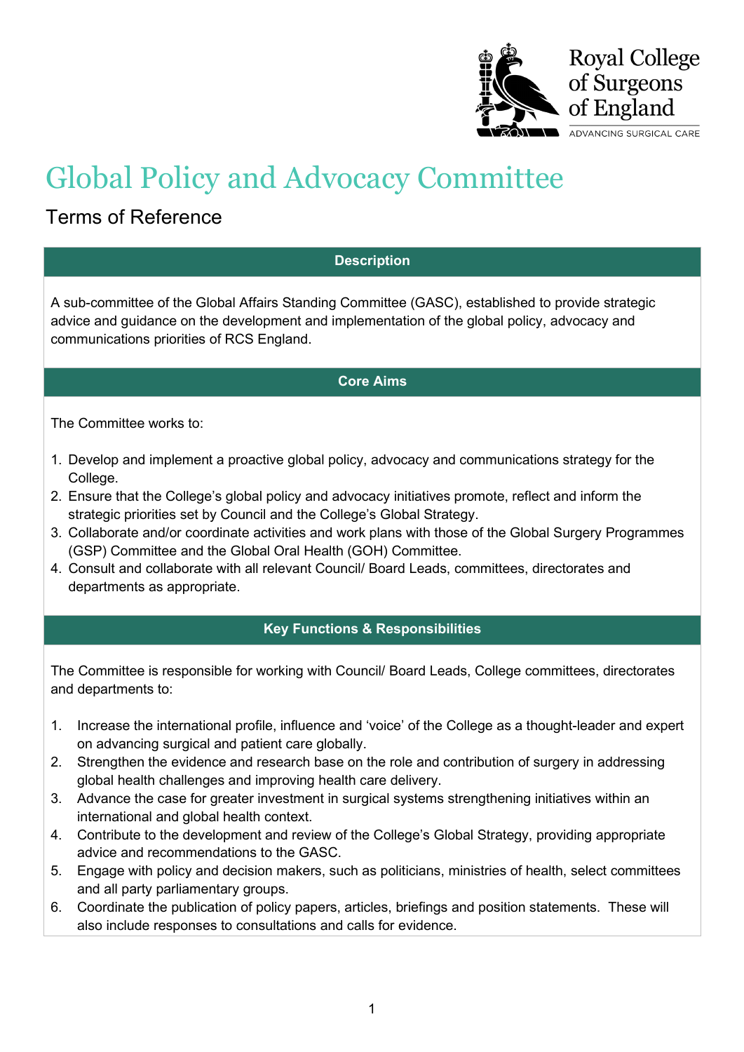# Global Policy and Advocacy Committee

## Terms of Reference

### Description

A sub-committee of the Global Affairs Standing Committee (GASC), established to provide strategic advice and guidance on the development and implementation of the global policy, advocacy and communications priorities of RCS England.

### Core Aims

The Committee works to:

1. Develop and implement a proactive global policy, advocacy and communications strategy for the College.
2. Ensure that the College's global policy and advocacy initiatives promote, reflect and inform the strategic priorities set by Council and the College's Global Strategy.
3. Collaborate and/or coordinate activities and work plans with those of the Global Surgery Programmes (GSP) Committee and the Global Oral Health (GOH) Committee.
4. Consult and collaborate with all relevant Council/ Board Leads, committees, directorates and departments as appropriate.

### Key Functions & Responsibilities

The Committee is responsible for working with Council/ Board Leads, College committees, directorates and departments to:

1. Increase the international profile, influence and 'voice' of the College as a thought-leader and expert on advancing surgical and patient care globally.
2. Strengthen the evidence and research base on the role and contribution of surgery in addressing global health challenges and improving health care delivery.
3. Advance the case for greater investment in surgical systems strengthening initiatives within an international and global health context.
4. Contribute to the development and review of the College's Global Strategy, providing appropriate advice and recommendations to the GASC.
5. Engage with policy and decision makers, such as politicians, ministries of health, select committees and all party parliamentary groups.
6. Coordinate the publication of policy papers, articles, briefings and position statements. These will also include responses to consultations and calls for evidence.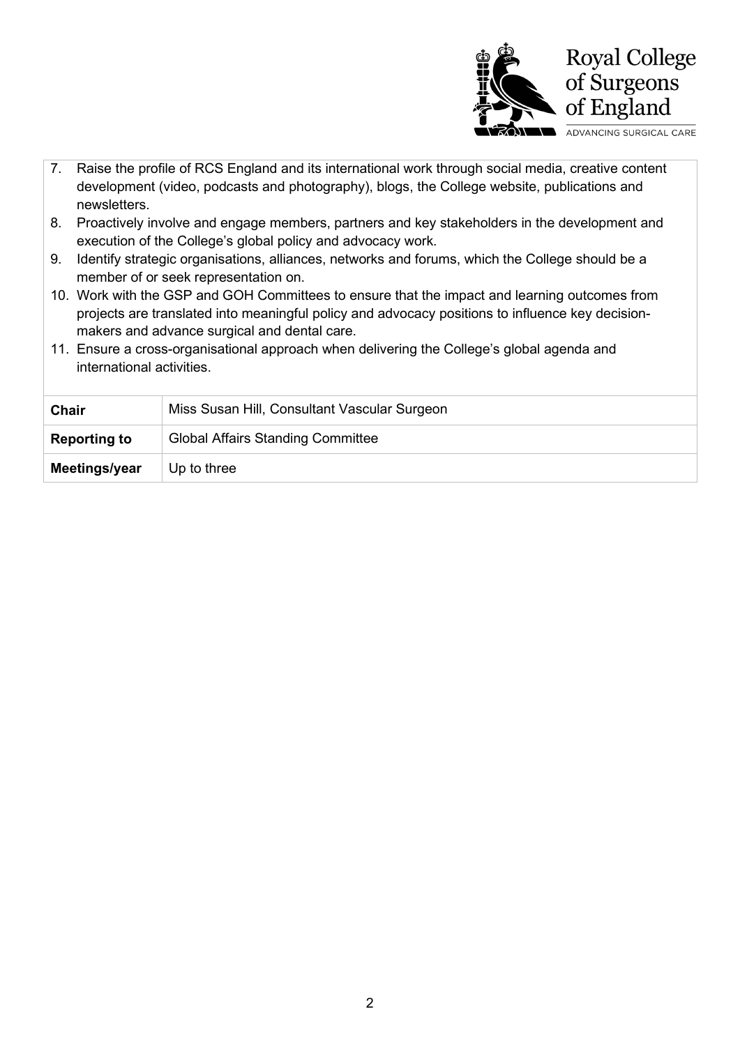7. Raise the profile of RCS England and its international work through social media, creative content development (video, podcasts and photography), blogs, the College website, publications and newsletters.
8. Proactively involve and engage members, partners and key stakeholders in the development and execution of the College's global policy and advocacy work.
9. Identify strategic organisations, alliances, networks and forums, which the College should be a member of or seek representation on.
10. Work with the GSP and GOH Committees to ensure that the impact and learning outcomes from projects are translated into meaningful policy and advocacy positions to influence key decision-makers and advance surgical and dental care.
11. Ensure a cross-organisational approach when delivering the College's global agenda and international activities.

| | |
|---|---|
| **Chair** | Miss Susan Hill, Consultant Vascular Surgeon |
| **Reporting to** | Global Affairs Standing Committee |
| **Meetings/year** | Up to three |